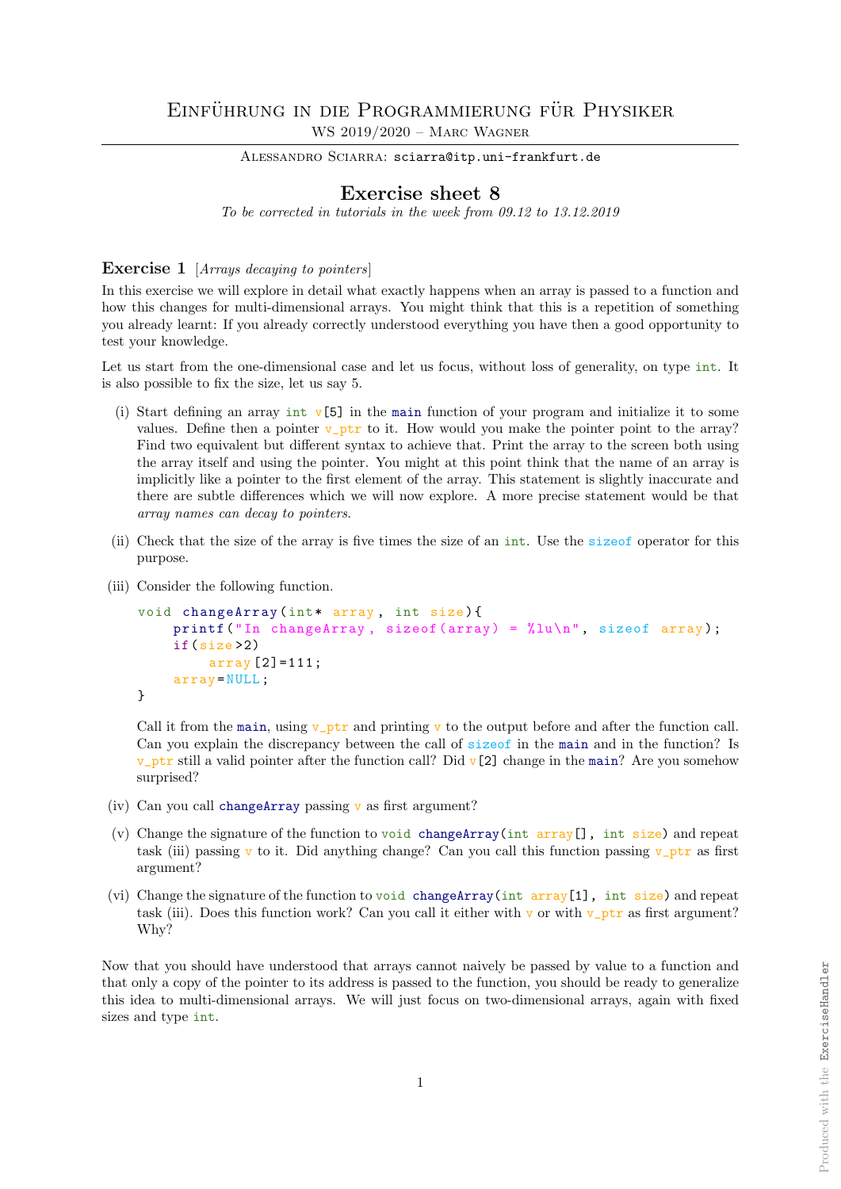# Einführung in die Programmierung für Physiker

WS 2019/2020 – Marc Wagner

Alessandro Sciarra: sciarra@itp.uni-frankfurt.de

## Exercise sheet 8

*To be corrected in tutorials in the week from 09.12 to 13.12.2019*

### Exercise 1 [*Arrays decaying to pointers*]

In this exercise we will explore in detail what exactly happens when an array is passed to a function and how this changes for multi-dimensional arrays. You might think that this is a repetition of something you already learnt: If you already correctly understood everything you have then a good opportunity to test your knowledge.

Let us start from the one-dimensional case and let us focus, without loss of generality, on type `int`. It is also possible to fix the size, let us say 5.

(i) Start defining an array `int v[5]` in the `main` function of your program and initialize it to some values. Define then a pointer `v_ptr` to it. How would you make the pointer point to the array? Find two equivalent but different syntax to achieve that. Print the array to the screen both using the array itself and using the pointer. You might at this point think that the name of an array is implicitly like a pointer to the first element of the array. This statement is slightly inaccurate and there are subtle differences which we will now explore. A more precise statement would be that *array names can decay to pointers*.

(ii) Check that the size of the array is five times the size of an `int`. Use the `sizeof` operator for this purpose.

(iii) Consider the following function.

```
void changeArray(int* array, int size){
    printf("In changeArray, sizeof(array) = %lu\n", sizeof array);
    if(size>2)
        array[2]=111;
    array=NULL;
}
```

Call it from the `main`, using `v_ptr` and printing `v` to the output before and after the function call. Can you explain the discrepancy between the call of `sizeof` in the `main` and in the function? Is `v_ptr` still a valid pointer after the function call? Did `v[2]` change in the `main`? Are you somehow surprised?

(iv) Can you call `changeArray` passing `v` as first argument?

(v) Change the signature of the function to `void changeArray(int array[], int size)` and repeat task (iii) passing `v` to it. Did anything change? Can you call this function passing `v_ptr` as first argument?

(vi) Change the signature of the function to `void changeArray(int array[1], int size)` and repeat task (iii). Does this function work? Can you call it either with `v` or with `v_ptr` as first argument? Why?

Now that you should have understood that arrays cannot naively be passed by value to a function and that only a copy of the pointer to its address is passed to the function, you should be ready to generalize this idea to multi-dimensional arrays. We will just focus on two-dimensional arrays, again with fixed sizes and type `int`.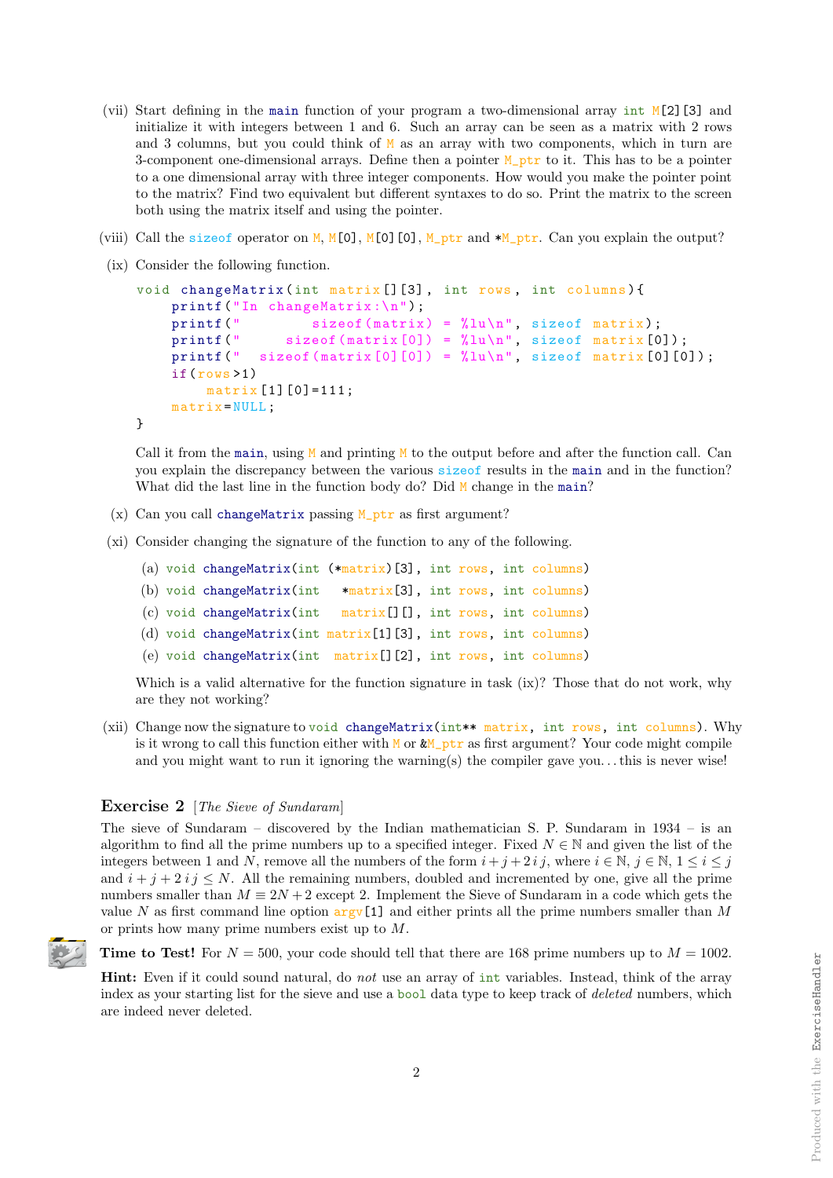(vii) Start defining in the `main` function of your program a two-dimensional array `int M[2][3]` and initialize it with integers between 1 and 6. Such an array can be seen as a matrix with 2 rows and 3 columns, but you could think of `M` as an array with two components, which in turn are 3-component one-dimensional arrays. Define then a pointer `M_ptr` to it. This has to be a pointer to a one dimensional array with three integer components. How would you make the pointer point to the matrix? Find two equivalent but different syntaxes to do so. Print the matrix to the screen both using the matrix itself and using the pointer.

(viii) Call the `sizeof` operator on `M`, `M[0]`, `M[0][0]`, `M_ptr` and `*M_ptr`. Can you explain the output?

(ix) Consider the following function.

```
void changeMatrix(int matrix[][3], int rows, int columns){
    printf("In changeMatrix:\n");
    printf("        sizeof(matrix) = %lu\n", sizeof matrix);
    printf("     sizeof(matrix[0]) = %lu\n", sizeof matrix[0]);
    printf("  sizeof(matrix[0][0]) = %lu\n", sizeof matrix[0][0]);
    if(rows>1)
        matrix[1][0]=111;
    matrix=NULL;
}
```

Call it from the `main`, using `M` and printing `M` to the output before and after the function call. Can you explain the discrepancy between the various `sizeof` results in the `main` and in the function? What did the last line in the function body do? Did `M` change in the `main`?

(x) Can you call `changeMatrix` passing `M_ptr` as first argument?

(xi) Consider changing the signature of the function to any of the following.

(a) `void changeMatrix(int (*matrix)[3], int rows, int columns)`

(b) `void changeMatrix(int  *matrix[3], int rows, int columns)`

(c) `void changeMatrix(int  matrix[][], int rows, int columns)`

(d) `void changeMatrix(int matrix[1][3], int rows, int columns)`

(e) `void changeMatrix(int  matrix[][2], int rows, int columns)`

Which is a valid alternative for the function signature in task (ix)? Those that do not work, why are they not working?

(xii) Change now the signature to `void changeMatrix(int** matrix, int rows, int columns)`. Why is it wrong to call this function either with `M` or `&M_ptr` as first argument? Your code might compile and you might want to run it ignoring the warning(s) the compiler gave you... this is never wise!

## Exercise 2 [*The Sieve of Sundaram*]

The sieve of Sundaram – discovered by the Indian mathematician S. P. Sundaram in 1934 – is an algorithm to find all the prime numbers up to a specified integer. Fixed $N \in \mathbb{N}$ and given the list of the integers between 1 and $N$, remove all the numbers of the form $i + j + 2\,i\,j$, where $i \in \mathbb{N}$, $j \in \mathbb{N}$, $1 \leq i \leq j$ and $i + j + 2\,i\,j \leq N$. All the remaining numbers, doubled and incremented by one, give all the prime numbers smaller than $M \equiv 2N + 2$ except 2. Implement the Sieve of Sundaram in a code which gets the value $N$ as first command line option `argv[1]` and either prints all the prime numbers smaller than $M$ or prints how many prime numbers exist up to $M$.

**Time to Test!** For $N = 500$, your code should tell that there are 168 prime numbers up to $M = 1002$.

**Hint:** Even if it could sound natural, do *not* use an array of `int` variables. Instead, think of the array index as your starting list for the sieve and use a `bool` data type to keep track of *deleted* numbers, which are indeed never deleted.